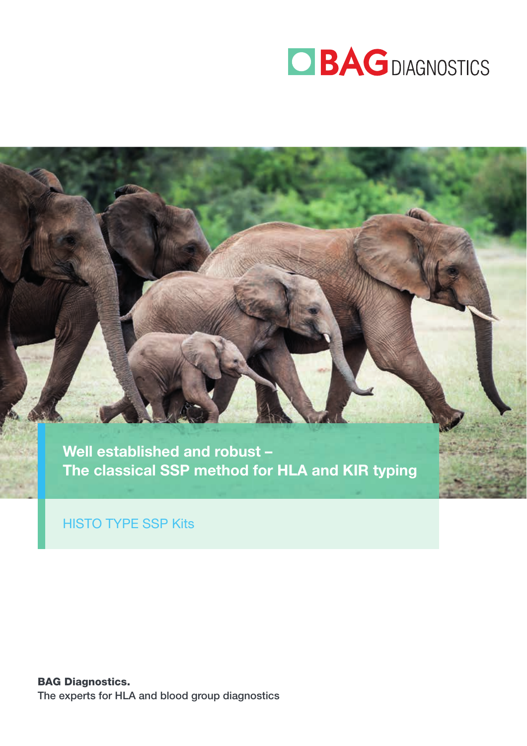BAG DIAGNOSTICS

# Well established and robust – The classical SSP method for HLA and KIR typing

HISTO TYPE SSP Kits

**BAG Diagnostics.**
The experts for HLA and blood group diagnostics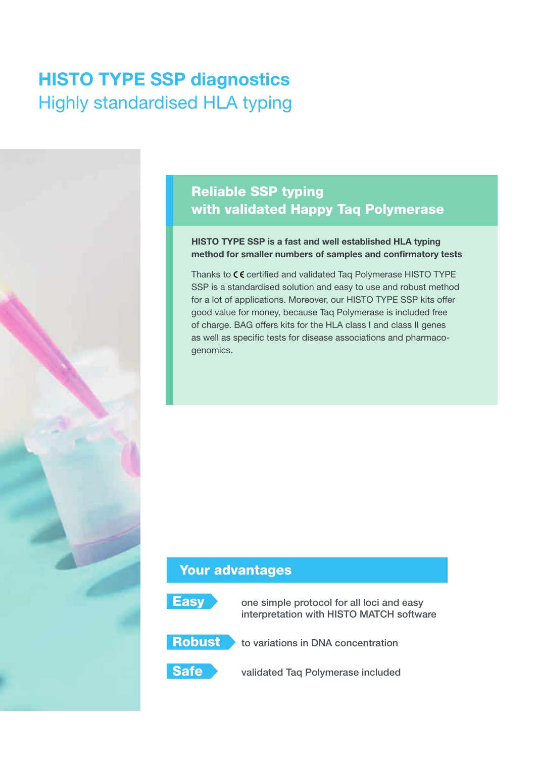# HISTO TYPE SSP diagnostics

## Highly standardised HLA typing

### Reliable SSP typing with validated Happy Taq Polymerase

**HISTO TYPE SSP is a fast and well established HLA typing method for smaller numbers of samples and confirmatory tests**

Thanks to CE certified and validated Taq Polymerase HISTO TYPE SSP is a standardised solution and easy to use and robust method for a lot of applications. Moreover, our HISTO TYPE SSP kits offer good value for money, because Taq Polymerase is included free of charge. BAG offers kits for the HLA class I and class II genes as well as specific tests for disease associations and pharmacogenomics.

### Your advantages

- **Easy** one simple protocol for all loci and easy interpretation with HISTO MATCH software
- **Robust** to variations in DNA concentration
- **Safe** validated Taq Polymerase included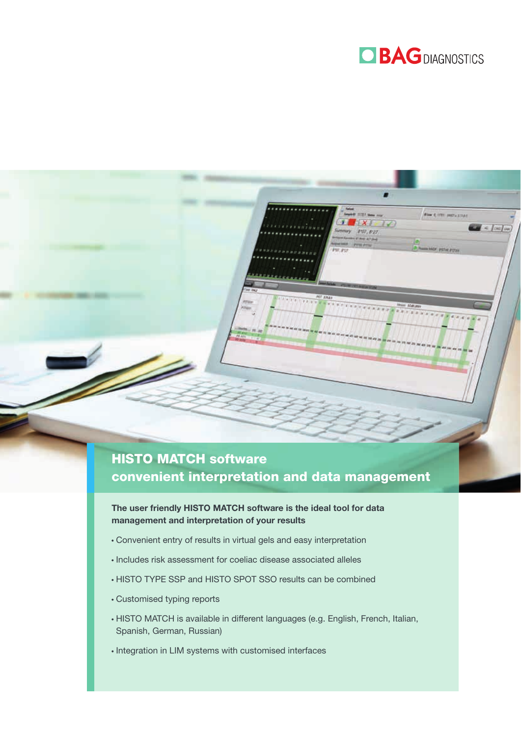BAG DIAGNOSTICS

## HISTO MATCH software
## convenient interpretation and data management

**The user friendly HISTO MATCH software is the ideal tool for data management and interpretation of your results**

- Convenient entry of results in virtual gels and easy interpretation
- Includes risk assessment for coeliac disease associated alleles
- HISTO TYPE SSP and HISTO SPOT SSO results can be combined
- Customised typing reports
- HISTO MATCH is available in different languages (e.g. English, French, Italian, Spanish, German, Russian)
- Integration in LIM systems with customised interfaces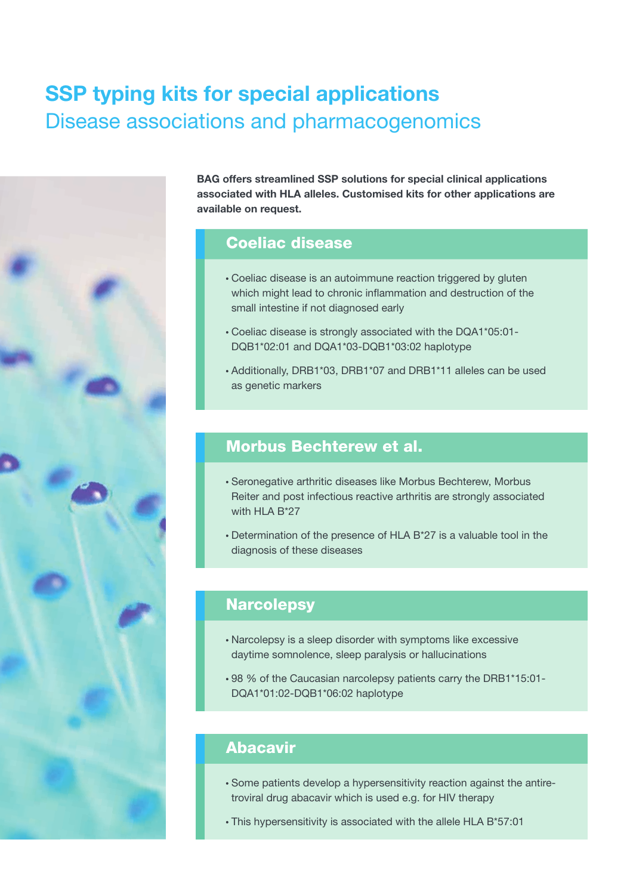# SSP typing kits for special applications
## Disease associations and pharmacogenomics

**BAG offers streamlined SSP solutions for special clinical applications associated with HLA alleles. Customised kits for other applications are available on request.**

### Coeliac disease

- Coeliac disease is an autoimmune reaction triggered by gluten which might lead to chronic inflammation and destruction of the small intestine if not diagnosed early
- Coeliac disease is strongly associated with the DQA1*05:01-DQB1*02:01 and DQA1*03-DQB1*03:02 haplotype
- Additionally, DRB1*03, DRB1*07 and DRB1*11 alleles can be used as genetic markers

### Morbus Bechterew et al.

- Seronegative arthritic diseases like Morbus Bechterew, Morbus Reiter and post infectious reactive arthritis are strongly associated with HLA B*27
- Determination of the presence of HLA B*27 is a valuable tool in the diagnosis of these diseases

### Narcolepsy

- Narcolepsy is a sleep disorder with symptoms like excessive daytime somnolence, sleep paralysis or hallucinations
- 98 % of the Caucasian narcolepsy patients carry the DRB1*15:01-DQA1*01:02-DQB1*06:02 haplotype

### Abacavir

- Some patients develop a hypersensitivity reaction against the antiretroviral drug abacavir which is used e.g. for HIV therapy
- This hypersensitivity is associated with the allele HLA B*57:01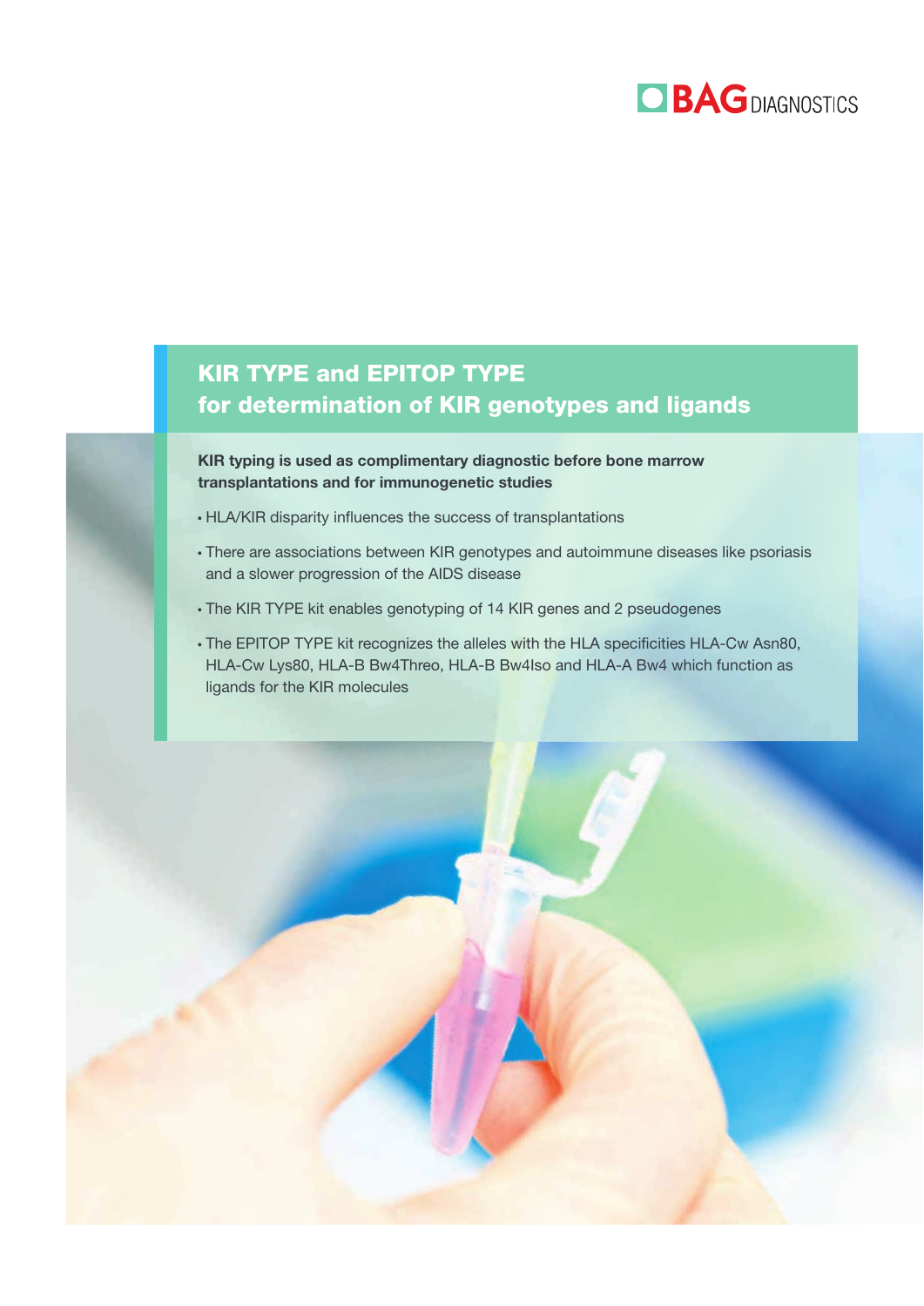BAG DIAGNOSTICS

## KIR TYPE and EPITOP TYPE for determination of KIR genotypes and ligands

**KIR typing is used as complimentary diagnostic before bone marrow transplantations and for immunogenetic studies**

- HLA/KIR disparity influences the success of transplantations
- There are associations between KIR genotypes and autoimmune diseases like psoriasis and a slower progression of the AIDS disease
- The KIR TYPE kit enables genotyping of 14 KIR genes and 2 pseudogenes
- The EPITOP TYPE kit recognizes the alleles with the HLA specificities HLA-Cw Asn80, HLA-Cw Lys80, HLA-B Bw4Threo, HLA-B Bw4Iso and HLA-A Bw4 which function as ligands for the KIR molecules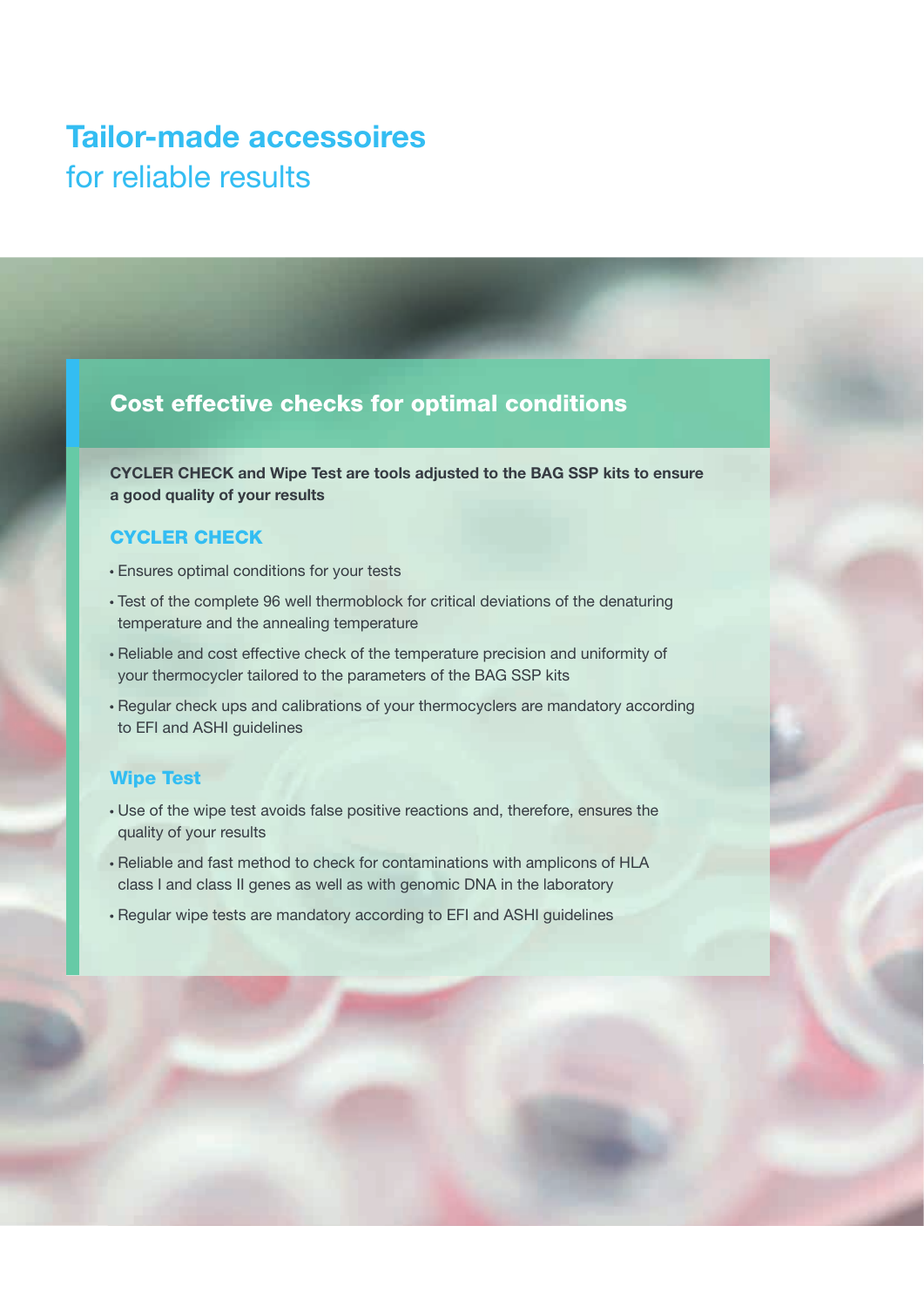# Tailor-made accessoires
for reliable results

## Cost effective checks for optimal conditions

**CYCLER CHECK and Wipe Test are tools adjusted to the BAG SSP kits to ensure a good quality of your results**

### CYCLER CHECK

- Ensures optimal conditions for your tests
- Test of the complete 96 well thermoblock for critical deviations of the denaturing temperature and the annealing temperature
- Reliable and cost effective check of the temperature precision and uniformity of your thermocycler tailored to the parameters of the BAG SSP kits
- Regular check ups and calibrations of your thermocyclers are mandatory according to EFI and ASHI guidelines

### Wipe Test

- Use of the wipe test avoids false positive reactions and, therefore, ensures the quality of your results
- Reliable and fast method to check for contaminations with amplicons of HLA class I and class II genes as well as with genomic DNA in the laboratory
- Regular wipe tests are mandatory according to EFI and ASHI guidelines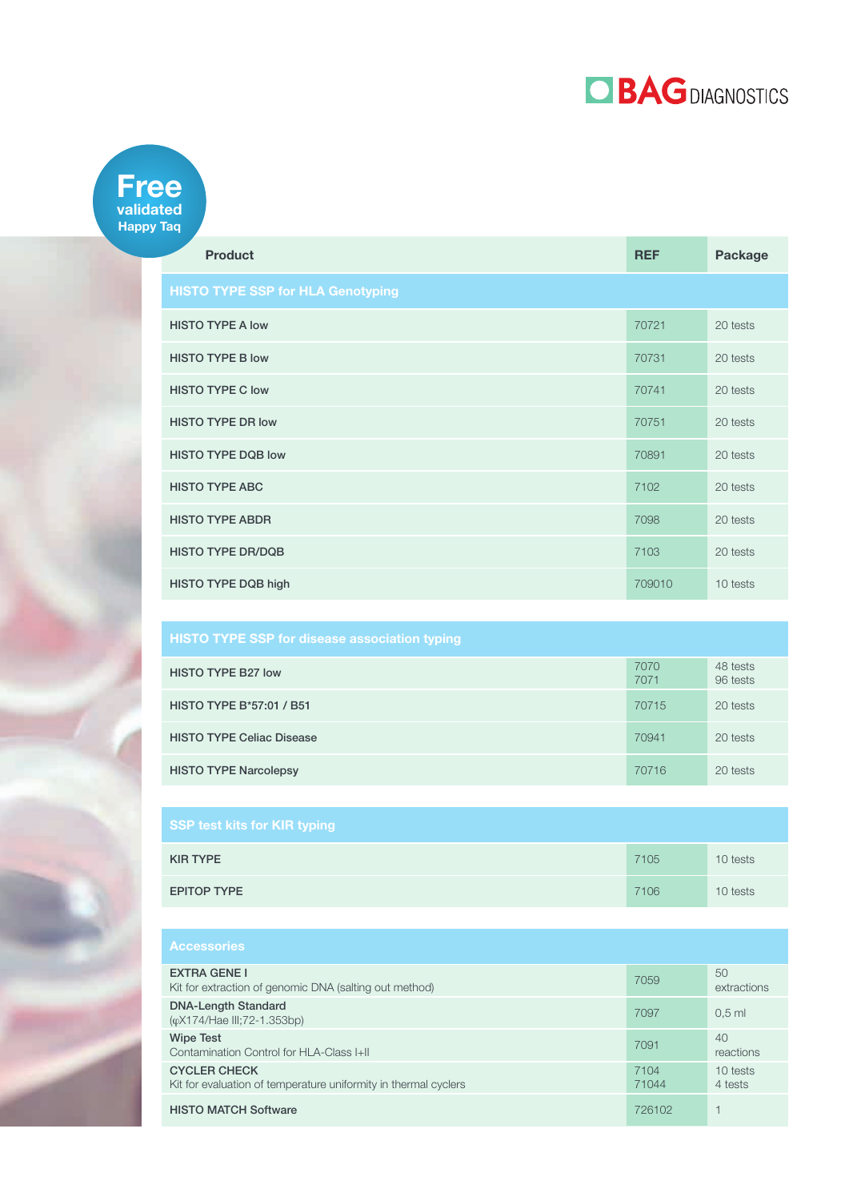BAG DIAGNOSTICS

**Free** validated Happy Taq

| Product | REF | Package |
|---|---|---|
| **HISTO TYPE SSP for HLA Genotyping** | | |
| HISTO TYPE A low | 70721 | 20 tests |
| HISTO TYPE B low | 70731 | 20 tests |
| HISTO TYPE C low | 70741 | 20 tests |
| HISTO TYPE DR low | 70751 | 20 tests |
| HISTO TYPE DQB low | 70891 | 20 tests |
| HISTO TYPE ABC | 7102 | 20 tests |
| HISTO TYPE ABDR | 7098 | 20 tests |
| HISTO TYPE DR/DQB | 7103 | 20 tests |
| HISTO TYPE DQB high | 709010 | 10 tests |
| **HISTO TYPE SSP for disease association typing** | | |
| HISTO TYPE B27 low | 7070<br>7071 | 48 tests<br>96 tests |
| HISTO TYPE B*57:01 / B51 | 70715 | 20 tests |
| HISTO TYPE Celiac Disease | 70941 | 20 tests |
| HISTO TYPE Narcolepsy | 70716 | 20 tests |
| **SSP test kits for KIR typing** | | |
| KIR TYPE | 7105 | 10 tests |
| EPITOP TYPE | 7106 | 10 tests |
| **Accessories** | | |
| EXTRA GENE I<br>Kit for extraction of genomic DNA (salting out method) | 7059 | 50 extractions |
| DNA-Length Standard<br>(φX174/Hae III;72-1.353bp) | 7097 | 0,5 ml |
| Wipe Test<br>Contamination Control for HLA-Class I+II | 7091 | 40 reactions |
| CYCLER CHECK<br>Kit for evaluation of temperature uniformity in thermal cyclers | 7104<br>71044 | 10 tests<br>4 tests |
| HISTO MATCH Software | 726102 | 1 |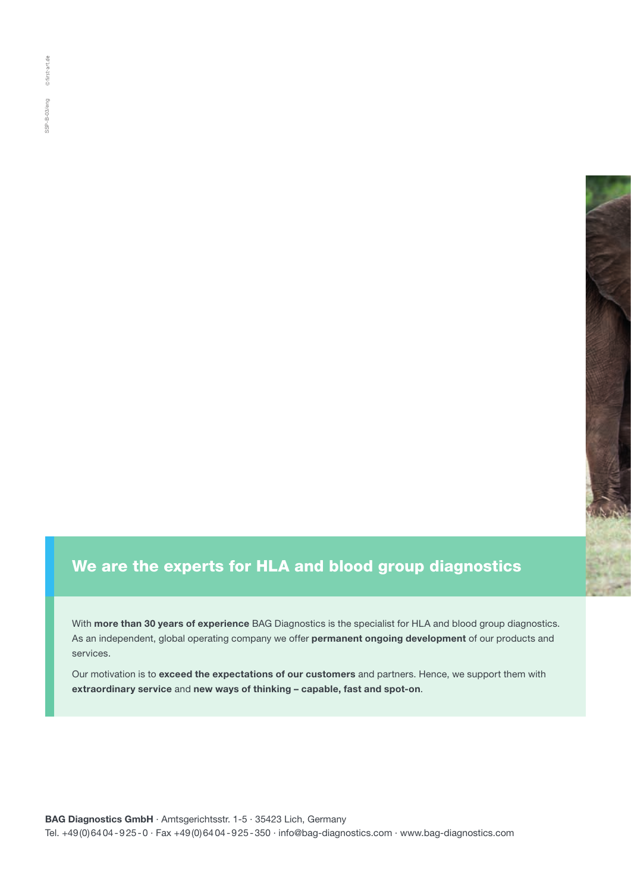## We are the experts for HLA and blood group diagnostics

With **more than 30 years of experience** BAG Diagnostics is the specialist for HLA and blood group diagnostics. As an independent, global operating company we offer **permanent ongoing development** of our products and services.

Our motivation is to **exceed the expectations of our customers** and partners. Hence, we support them with **extraordinary service** and **new ways of thinking – capable, fast and spot-on**.

**BAG Diagnostics GmbH** · Amtsgerichtsstr. 1-5 · 35423 Lich, Germany
Tel. +49(0)6404-925-0 · Fax +49(0)6404-925-350 · info@bag-diagnostics.com · www.bag-diagnostics.com